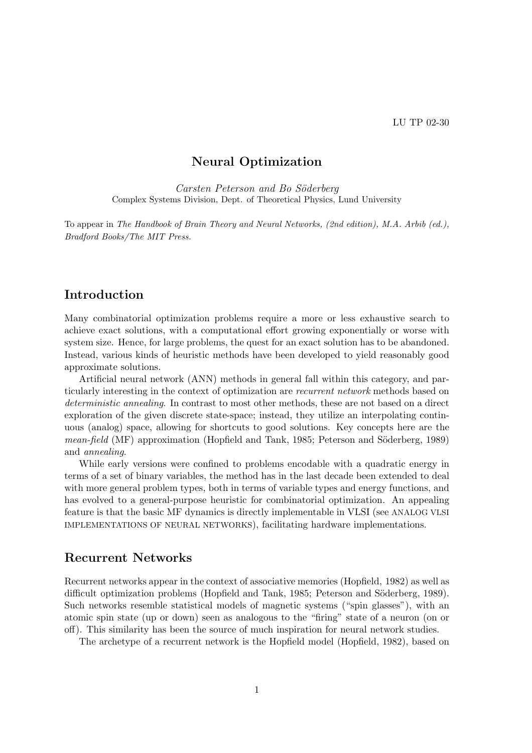LU TP 02-30

# Neural Optimization

*Carsten Peterson and Bo Söderberg*
Complex Systems Division, Dept. of Theoretical Physics, Lund University

To appear in *The Handbook of Brain Theory and Neural Networks, (2nd edition), M.A. Arbib (ed.), Bradford Books/The MIT Press.*

## Introduction

Many combinatorial optimization problems require a more or less exhaustive search to achieve exact solutions, with a computational effort growing exponentially or worse with system size. Hence, for large problems, the quest for an exact solution has to be abandoned. Instead, various kinds of heuristic methods have been developed to yield reasonably good approximate solutions.

Artificial neural network (ANN) methods in general fall within this category, and particularly interesting in the context of optimization are *recurrent network* methods based on *deterministic annealing*. In contrast to most other methods, these are not based on a direct exploration of the given discrete state-space; instead, they utilize an interpolating continuous (analog) space, allowing for shortcuts to good solutions. Key concepts here are the *mean-field* (MF) approximation (Hopfield and Tank, 1985; Peterson and Söderberg, 1989) and *annealing*.

While early versions were confined to problems encodable with a quadratic energy in terms of a set of binary variables, the method has in the last decade been extended to deal with more general problem types, both in terms of variable types and energy functions, and has evolved to a general-purpose heuristic for combinatorial optimization. An appealing feature is that the basic MF dynamics is directly implementable in VLSI (see ANALOG VLSI IMPLEMENTATIONS OF NEURAL NETWORKS), facilitating hardware implementations.

## Recurrent Networks

Recurrent networks appear in the context of associative memories (Hopfield, 1982) as well as difficult optimization problems (Hopfield and Tank, 1985; Peterson and Söderberg, 1989). Such networks resemble statistical models of magnetic systems ("spin glasses"), with an atomic spin state (up or down) seen as analogous to the "firing" state of a neuron (on or off). This similarity has been the source of much inspiration for neural network studies.

The archetype of a recurrent network is the Hopfield model (Hopfield, 1982), based on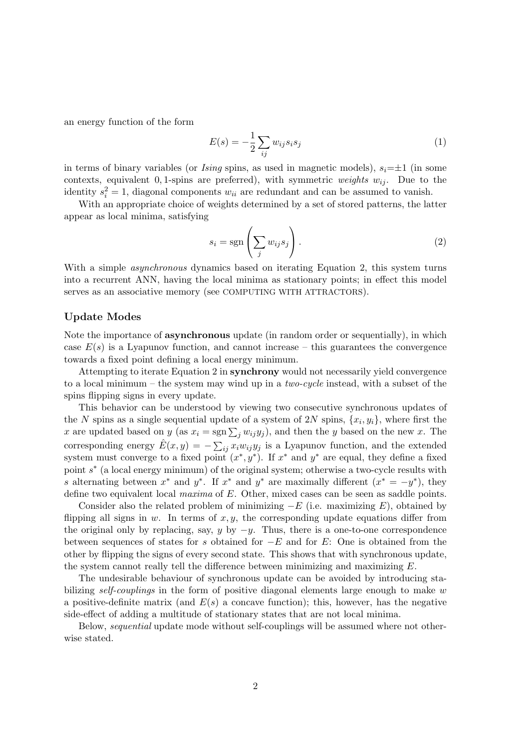an energy function of the form

$$E(s) = -\frac{1}{2} \sum_{ij} w_{ij} s_i s_j \tag{1}$$

in terms of binary variables (or *Ising* spins, as used in magnetic models), $s_i = \pm 1$ (in some contexts, equivalent 0, 1-spins are preferred), with symmetric *weights* $w_{ij}$. Due to the identity $s_i^2 = 1$, diagonal components $w_{ii}$ are redundant and can be assumed to vanish.

With an appropriate choice of weights determined by a set of stored patterns, the latter appear as local minima, satisfying

$$s_i = \mathrm{sgn}\left( \sum_j w_{ij} s_j \right). \tag{2}$$

With a simple *asynchronous* dynamics based on iterating Equation 2, this system turns into a recurrent ANN, having the local minima as stationary points; in effect this model serves as an associative memory (see COMPUTING WITH ATTRACTORS).

## Update Modes

Note the importance of **asynchronous** update (in random order or sequentially), in which case $E(s)$ is a Lyapunov function, and cannot increase – this guarantees the convergence towards a fixed point defining a local energy minimum.

Attempting to iterate Equation 2 in **synchrony** would not necessarily yield convergence to a local minimum – the system may wind up in a *two-cycle* instead, with a subset of the spins flipping signs in every update.

This behavior can be understood by viewing two consecutive synchronous updates of the $N$ spins as a single sequential update of a system of $2N$ spins, $\{x_i, y_i\}$, where first the $x$ are updated based on $y$ (as $x_i = \mathrm{sgn} \sum_j w_{ij} y_j$), and then the $y$ based on the new $x$. The corresponding energy $\hat{E}(x, y) = -\sum_{ij} x_i w_{ij} y_j$ is a Lyapunov function, and the extended system must converge to a fixed point $(x^*, y^*)$. If $x^*$ and $y^*$ are equal, they define a fixed point $s^*$ (a local energy minimum) of the original system; otherwise a two-cycle results with $s$ alternating between $x^*$ and $y^*$. If $x^*$ and $y^*$ are maximally different ($x^* = -y^*$), they define two equivalent local *maxima* of $E$. Other, mixed cases can be seen as saddle points.

Consider also the related problem of minimizing $-E$ (i.e. maximizing $E$), obtained by flipping all signs in $w$. In terms of $x, y$, the corresponding update equations differ from the original only by replacing, say, $y$ by $-y$. Thus, there is a one-to-one correspondence between sequences of states for $s$ obtained for $-E$ and for $E$: One is obtained from the other by flipping the signs of every second state. This shows that with synchronous update, the system cannot really tell the difference between minimizing and maximizing $E$.

The undesirable behaviour of synchronous update can be avoided by introducing stabilizing *self-couplings* in the form of positive diagonal elements large enough to make $w$ a positive-definite matrix (and $E(s)$ a concave function); this, however, has the negative side-effect of adding a multitude of stationary states that are not local minima.

Below, *sequential* update mode without self-couplings will be assumed where not otherwise stated.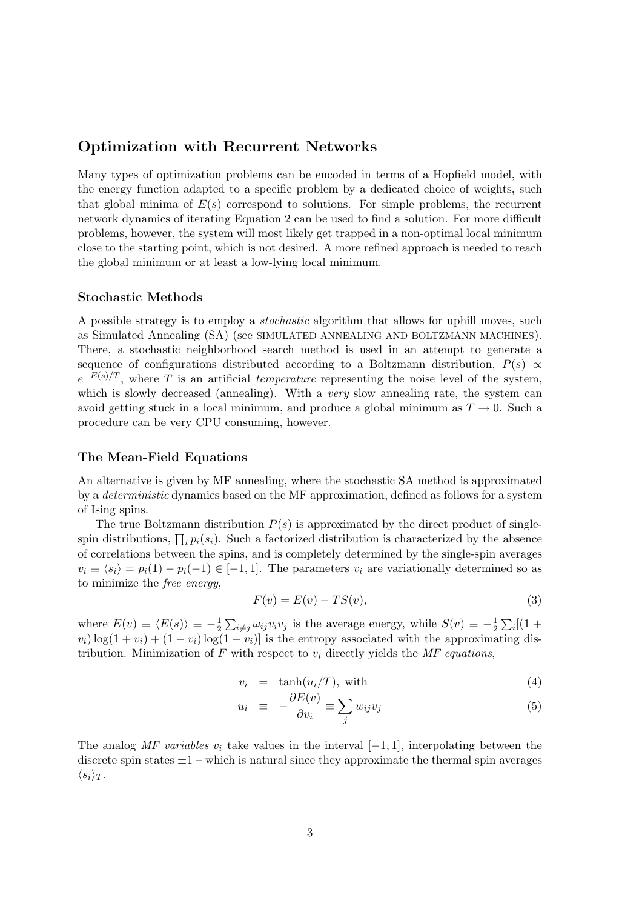## Optimization with Recurrent Networks

Many types of optimization problems can be encoded in terms of a Hopfield model, with the energy function adapted to a specific problem by a dedicated choice of weights, such that global minima of $E(s)$ correspond to solutions. For simple problems, the recurrent network dynamics of iterating Equation 2 can be used to find a solution. For more difficult problems, however, the system will most likely get trapped in a non-optimal local minimum close to the starting point, which is not desired. A more refined approach is needed to reach the global minimum or at least a low-lying local minimum.

### Stochastic Methods

A possible strategy is to employ a *stochastic* algorithm that allows for uphill moves, such as Simulated Annealing (SA) (see SIMULATED ANNEALING AND BOLTZMANN MACHINES). There, a stochastic neighborhood search method is used in an attempt to generate a sequence of configurations distributed according to a Boltzmann distribution, $P(s) \propto e^{-E(s)/T}$, where $T$ is an artificial *temperature* representing the noise level of the system, which is slowly decreased (annealing). With a *very* slow annealing rate, the system can avoid getting stuck in a local minimum, and produce a global minimum as $T \to 0$. Such a procedure can be very CPU consuming, however.

### The Mean-Field Equations

An alternative is given by MF annealing, where the stochastic SA method is approximated by a *deterministic* dynamics based on the MF approximation, defined as follows for a system of Ising spins.

The true Boltzmann distribution $P(s)$ is approximated by the direct product of single-spin distributions, $\prod_i p_i(s_i)$. Such a factorized distribution is characterized by the absence of correlations between the spins, and is completely determined by the single-spin averages $v_i \equiv \langle s_i \rangle = p_i(1) - p_i(-1) \in [-1, 1]$. The parameters $v_i$ are variationally determined so as to minimize the *free energy*,

$$F(v) = E(v) - TS(v), \tag{3}$$

where $E(v) \equiv \langle E(s) \rangle \equiv -\frac{1}{2}\sum_{i \neq j} \omega_{ij} v_i v_j$ is the average energy, while $S(v) \equiv -\frac{1}{2}\sum_i [(1 + v_i)\log(1 + v_i) + (1 - v_i)\log(1 - v_i)]$ is the entropy associated with the approximating distribution. Minimization of $F$ with respect to $v_i$ directly yields the *MF equations*,

$$v_i = \tanh(u_i/T), \text{ with} \tag{4}$$

$$u_i \equiv -\frac{\partial E(v)}{\partial v_i} \equiv \sum_j w_{ij} v_j \tag{5}$$

The analog *MF variables* $v_i$ take values in the interval $[-1, 1]$, interpolating between the discrete spin states $\pm 1$ – which is natural since they approximate the thermal spin averages $\langle s_i \rangle_T$.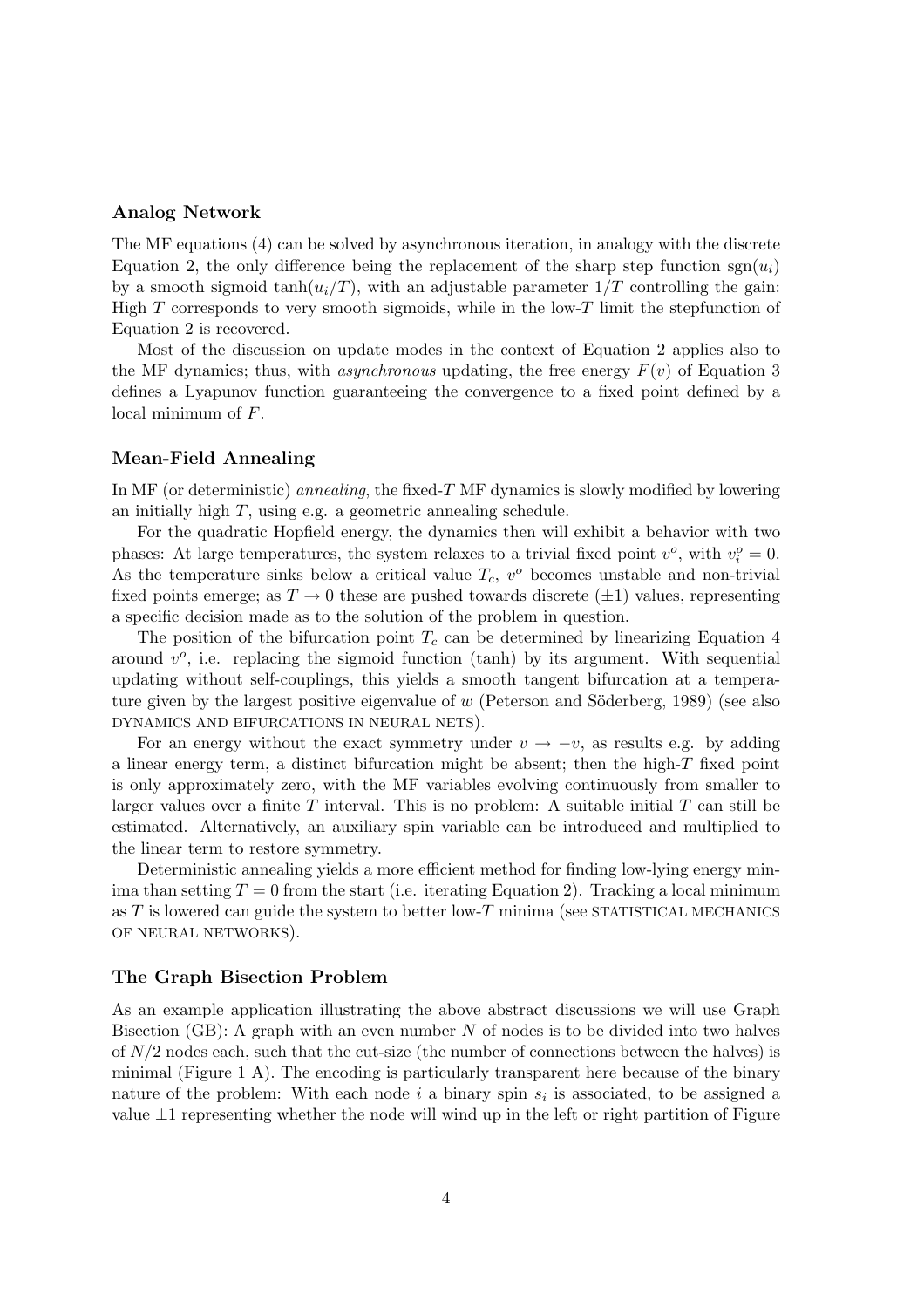### Analog Network

The MF equations (4) can be solved by asynchronous iteration, in analogy with the discrete Equation 2, the only difference being the replacement of the sharp step function $\mathrm{sgn}(u_i)$ by a smooth sigmoid $\tanh(u_i/T)$, with an adjustable parameter $1/T$ controlling the gain: High $T$ corresponds to very smooth sigmoids, while in the low-$T$ limit the stepfunction of Equation 2 is recovered.

Most of the discussion on update modes in the context of Equation 2 applies also to the MF dynamics; thus, with *asynchronous* updating, the free energy $F(v)$ of Equation 3 defines a Lyapunov function guaranteeing the convergence to a fixed point defined by a local minimum of $F$.

### Mean-Field Annealing

In MF (or deterministic) *annealing*, the fixed-$T$ MF dynamics is slowly modified by lowering an initially high $T$, using e.g. a geometric annealing schedule.

For the quadratic Hopfield energy, the dynamics then will exhibit a behavior with two phases: At large temperatures, the system relaxes to a trivial fixed point $v^o$, with $v_i^o = 0$. As the temperature sinks below a critical value $T_c$, $v^o$ becomes unstable and non-trivial fixed points emerge; as $T \to 0$ these are pushed towards discrete $(\pm 1)$ values, representing a specific decision made as to the solution of the problem in question.

The position of the bifurcation point $T_c$ can be determined by linearizing Equation 4 around $v^o$, i.e. replacing the sigmoid function (tanh) by its argument. With sequential updating without self-couplings, this yields a smooth tangent bifurcation at a temperature given by the largest positive eigenvalue of $w$ (Peterson and Söderberg, 1989) (see also DYNAMICS AND BIFURCATIONS IN NEURAL NETS).

For an energy without the exact symmetry under $v \to -v$, as results e.g. by adding a linear energy term, a distinct bifurcation might be absent; then the high-$T$ fixed point is only approximately zero, with the MF variables evolving continuously from smaller to larger values over a finite $T$ interval. This is no problem: A suitable initial $T$ can still be estimated. Alternatively, an auxiliary spin variable can be introduced and multiplied to the linear term to restore symmetry.

Deterministic annealing yields a more efficient method for finding low-lying energy minima than setting $T = 0$ from the start (i.e. iterating Equation 2). Tracking a local minimum as $T$ is lowered can guide the system to better low-$T$ minima (see STATISTICAL MECHANICS OF NEURAL NETWORKS).

### The Graph Bisection Problem

As an example application illustrating the above abstract discussions we will use Graph Bisection (GB): A graph with an even number $N$ of nodes is to be divided into two halves of $N/2$ nodes each, such that the cut-size (the number of connections between the halves) is minimal (Figure 1 A). The encoding is particularly transparent here because of the binary nature of the problem: With each node $i$ a binary spin $s_i$ is associated, to be assigned a value $\pm 1$ representing whether the node will wind up in the left or right partition of Figure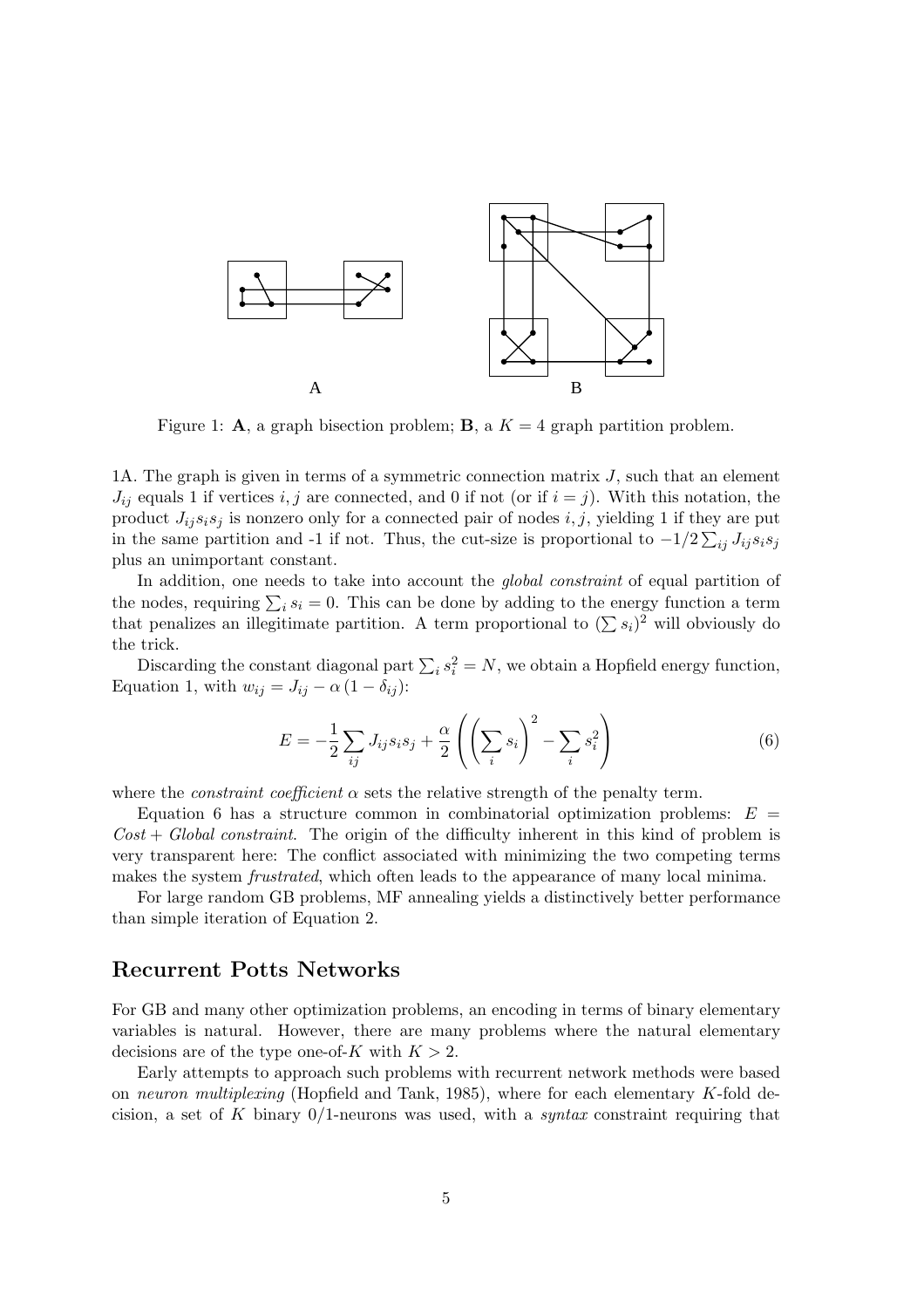A

B

Figure 1: **A**, a graph bisection problem; **B**, a $K = 4$ graph partition problem.

1A. The graph is given in terms of a symmetric connection matrix $J$, such that an element $J_{ij}$ equals 1 if vertices $i, j$ are connected, and 0 if not (or if $i = j$). With this notation, the product $J_{ij} s_i s_j$ is nonzero only for a connected pair of nodes $i, j$, yielding 1 if they are put in the same partition and -1 if not. Thus, the cut-size is proportional to $-1/2 \sum_{ij} J_{ij} s_i s_j$ plus an unimportant constant.

In addition, one needs to take into account the *global constraint* of equal partition of the nodes, requiring $\sum_i s_i = 0$. This can be done by adding to the energy function a term that penalizes an illegitimate partition. A term proportional to $(\sum s_i)^2$ will obviously do the trick.

Discarding the constant diagonal part $\sum_i s_i^2 = N$, we obtain a Hopfield energy function, Equation 1, with $w_{ij} = J_{ij} - \alpha \left(1 - \delta_{ij}\right)$:

$$E = -\frac{1}{2} \sum_{ij} J_{ij} s_i s_j + \frac{\alpha}{2} \left( \left( \sum_i s_i \right)^2 - \sum_i s_i^2 \right) \tag{6}$$

where the *constraint coefficient* $\alpha$ sets the relative strength of the penalty term.

Equation 6 has a structure common in combinatorial optimization problems: $E =$ *Cost* + *Global constraint*. The origin of the difficulty inherent in this kind of problem is very transparent here: The conflict associated with minimizing the two competing terms makes the system *frustrated*, which often leads to the appearance of many local minima.

For large random GB problems, MF annealing yields a distinctively better performance than simple iteration of Equation 2.

## Recurrent Potts Networks

For GB and many other optimization problems, an encoding in terms of binary elementary variables is natural. However, there are many problems where the natural elementary decisions are of the type one-of-$K$ with $K > 2$.

Early attempts to approach such problems with recurrent network methods were based on *neuron multiplexing* (Hopfield and Tank, 1985), where for each elementary $K$-fold decision, a set of $K$ binary 0/1-neurons was used, with a *syntax* constraint requiring that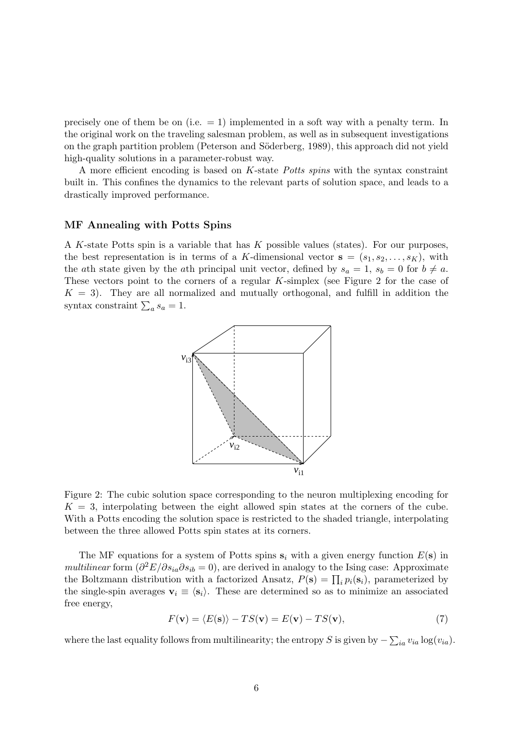precisely one of them be on (i.e. $= 1$) implemented in a soft way with a penalty term. In the original work on the traveling salesman problem, as well as in subsequent investigations on the graph partition problem (Peterson and Söderberg, 1989), this approach did not yield high-quality solutions in a parameter-robust way.

A more efficient encoding is based on $K$-state *Potts spins* with the syntax constraint built in. This confines the dynamics to the relevant parts of solution space, and leads to a drastically improved performance.

### MF Annealing with Potts Spins

A $K$-state Potts spin is a variable that has $K$ possible values (states). For our purposes, the best representation is in terms of a $K$-dimensional vector $\mathbf{s} = (s_1, s_2, \ldots, s_K)$, with the $a$th state given by the $a$th principal unit vector, defined by $s_a = 1$, $s_b = 0$ for $b \neq a$. These vectors point to the corners of a regular $K$-simplex (see Figure 2 for the case of $K = 3$). They are all normalized and mutually orthogonal, and fulfill in addition the syntax constraint $\sum_a s_a = 1$.

Figure 2: The cubic solution space corresponding to the neuron multiplexing encoding for $K = 3$, interpolating between the eight allowed spin states at the corners of the cube. With a Potts encoding the solution space is restricted to the shaded triangle, interpolating between the three allowed Potts spin states at its corners.

The MF equations for a system of Potts spins $\mathbf{s}_i$ with a given energy function $E(\mathbf{s})$ in *multilinear* form ($\partial^2 E / \partial s_{ia} \partial s_{ib} = 0$), are derived in analogy to the Ising case: Approximate the Boltzmann distribution with a factorized Ansatz, $P(\mathbf{s}) = \prod_i p_i(\mathbf{s}_i)$, parameterized by the single-spin averages $\mathbf{v}_i \equiv \langle \mathbf{s}_i \rangle$. These are determined so as to minimize an associated free energy,

$$F(\mathbf{v}) = \langle E(\mathbf{s}) \rangle - TS(\mathbf{v}) = E(\mathbf{v}) - TS(\mathbf{v}), \tag{7}$$

where the last equality follows from multilinearity; the entropy $S$ is given by $-\sum_{ia} v_{ia} \log(v_{ia})$.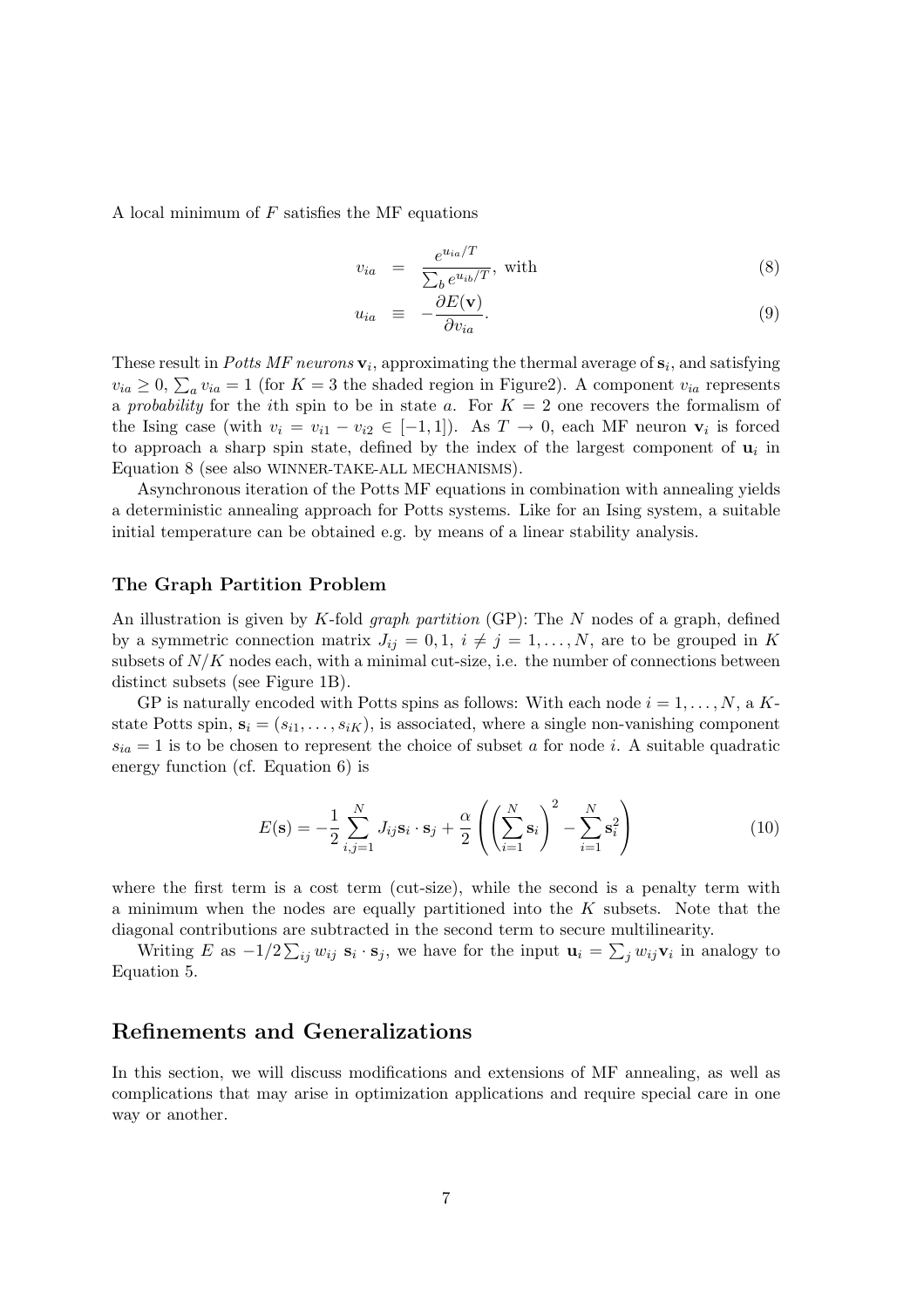A local minimum of $F$ satisfies the MF equations

$$
v_{ia} = \frac{e^{u_{ia}/T}}{\sum_b e^{u_{ib}/T}}, \text{ with} \tag{8}
$$

$$
u_{ia} \equiv -\frac{\partial E(\mathbf{v})}{\partial v_{ia}}. \tag{9}
$$

These result in *Potts MF neurons* $\mathbf{v}_i$, approximating the thermal average of $\mathbf{s}_i$, and satisfying $v_{ia} \geq 0$, $\sum_a v_{ia} = 1$ (for $K = 3$ the shaded region in Figure2). A component $v_{ia}$ represents a *probability* for the $i$th spin to be in state $a$. For $K = 2$ one recovers the formalism of the Ising case (with $v_i = v_{i1} - v_{i2} \in [-1, 1]$). As $T \to 0$, each MF neuron $\mathbf{v}_i$ is forced to approach a sharp spin state, defined by the index of the largest component of $\mathbf{u}_i$ in Equation 8 (see also WINNER-TAKE-ALL MECHANISMS).

Asynchronous iteration of the Potts MF equations in combination with annealing yields a deterministic annealing approach for Potts systems. Like for an Ising system, a suitable initial temperature can be obtained e.g. by means of a linear stability analysis.

### The Graph Partition Problem

An illustration is given by $K$-fold *graph partition* (GP): The $N$ nodes of a graph, defined by a symmetric connection matrix $J_{ij} = 0, 1$, $i \neq j = 1, \ldots, N$, are to be grouped in $K$ subsets of $N/K$ nodes each, with a minimal cut-size, i.e. the number of connections between distinct subsets (see Figure 1B).

GP is naturally encoded with Potts spins as follows: With each node $i = 1, \ldots, N$, a $K$-state Potts spin, $\mathbf{s}_i = (s_{i1}, \ldots, s_{iK})$, is associated, where a single non-vanishing component $s_{ia} = 1$ is to be chosen to represent the choice of subset $a$ for node $i$. A suitable quadratic energy function (cf. Equation 6) is

$$
E(\mathbf{s}) = -\frac{1}{2} \sum_{i,j=1}^{N} J_{ij} \mathbf{s}_i \cdot \mathbf{s}_j + \frac{\alpha}{2} \left( \left( \sum_{i=1}^{N} \mathbf{s}_i \right)^2 - \sum_{i=1}^{N} \mathbf{s}_i^2 \right) \tag{10}
$$

where the first term is a cost term (cut-size), while the second is a penalty term with a minimum when the nodes are equally partitioned into the $K$ subsets. Note that the diagonal contributions are subtracted in the second term to secure multilinearity.

Writing $E$ as $-1/2 \sum_{ij} w_{ij} \; \mathbf{s}_i \cdot \mathbf{s}_j$, we have for the input $\mathbf{u}_i = \sum_j w_{ij} \mathbf{v}_i$ in analogy to Equation 5.

## Refinements and Generalizations

In this section, we will discuss modifications and extensions of MF annealing, as well as complications that may arise in optimization applications and require special care in one way or another.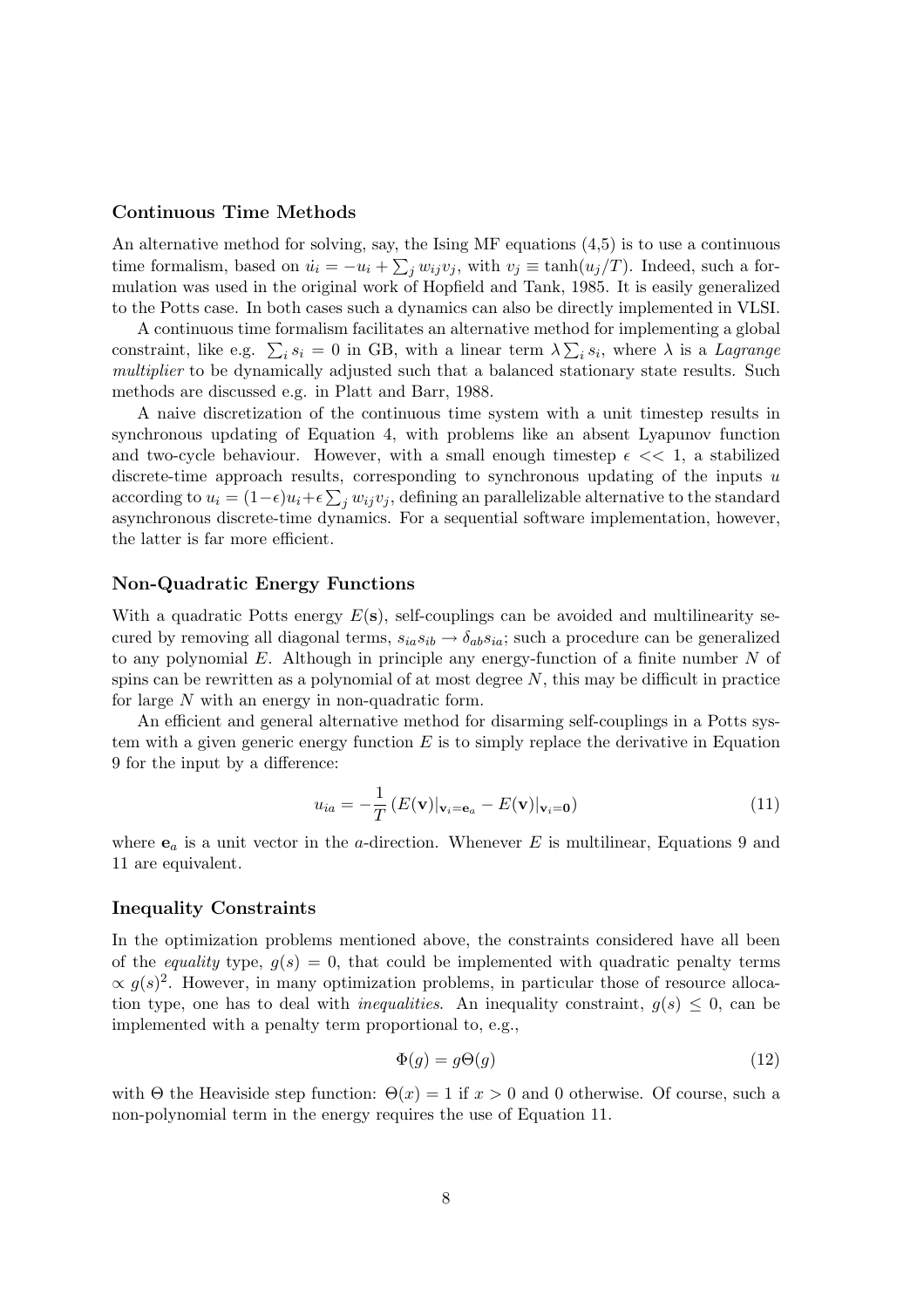### Continuous Time Methods

An alternative method for solving, say, the Ising MF equations (4,5) is to use a continuous time formalism, based on $\dot{u_i} = -u_i + \sum_j w_{ij} v_j$, with $v_j \equiv \tanh(u_j/T)$. Indeed, such a formulation was used in the original work of Hopfield and Tank, 1985. It is easily generalized to the Potts case. In both cases such a dynamics can also be directly implemented in VLSI.

A continuous time formalism facilitates an alternative method for implementing a global constraint, like e.g. $\sum_i s_i = 0$ in GB, with a linear term $\lambda \sum_i s_i$, where $\lambda$ is a *Lagrange multiplier* to be dynamically adjusted such that a balanced stationary state results. Such methods are discussed e.g. in Platt and Barr, 1988.

A naive discretization of the continuous time system with a unit timestep results in synchronous updating of Equation 4, with problems like an absent Lyapunov function and two-cycle behaviour. However, with a small enough timestep $\epsilon << 1$, a stabilized discrete-time approach results, corresponding to synchronous updating of the inputs $u$ according to $u_i = (1-\epsilon)u_i + \epsilon \sum_j w_{ij} v_j$, defining an parallelizable alternative to the standard asynchronous discrete-time dynamics. For a sequential software implementation, however, the latter is far more efficient.

### Non-Quadratic Energy Functions

With a quadratic Potts energy $E(\mathbf{s})$, self-couplings can be avoided and multilinearity secured by removing all diagonal terms, $s_{ia}s_{ib} \rightarrow \delta_{ab}s_{ia}$; such a procedure can be generalized to any polynomial $E$. Although in principle any energy-function of a finite number $N$ of spins can be rewritten as a polynomial of at most degree $N$, this may be difficult in practice for large $N$ with an energy in non-quadratic form.

An efficient and general alternative method for disarming self-couplings in a Potts system with a given generic energy function $E$ is to simply replace the derivative in Equation 9 for the input by a difference:

$$u_{ia} = -\frac{1}{T}\left(E(\mathbf{v})|_{\mathbf{v}_i=\mathbf{e}_a} - E(\mathbf{v})|_{\mathbf{v}_i=\mathbf{0}}\right) \tag{11}$$

where $\mathbf{e}_a$ is a unit vector in the $a$-direction. Whenever $E$ is multilinear, Equations 9 and 11 are equivalent.

### Inequality Constraints

In the optimization problems mentioned above, the constraints considered have all been of the *equality* type, $g(s) = 0$, that could be implemented with quadratic penalty terms $\propto g(s)^2$. However, in many optimization problems, in particular those of resource allocation type, one has to deal with *inequalities*. An inequality constraint, $g(s) \leq 0$, can be implemented with a penalty term proportional to, e.g.,

$$\Phi(g) = g\Theta(g) \tag{12}$$

with $\Theta$ the Heaviside step function: $\Theta(x) = 1$ if $x > 0$ and 0 otherwise. Of course, such a non-polynomial term in the energy requires the use of Equation 11.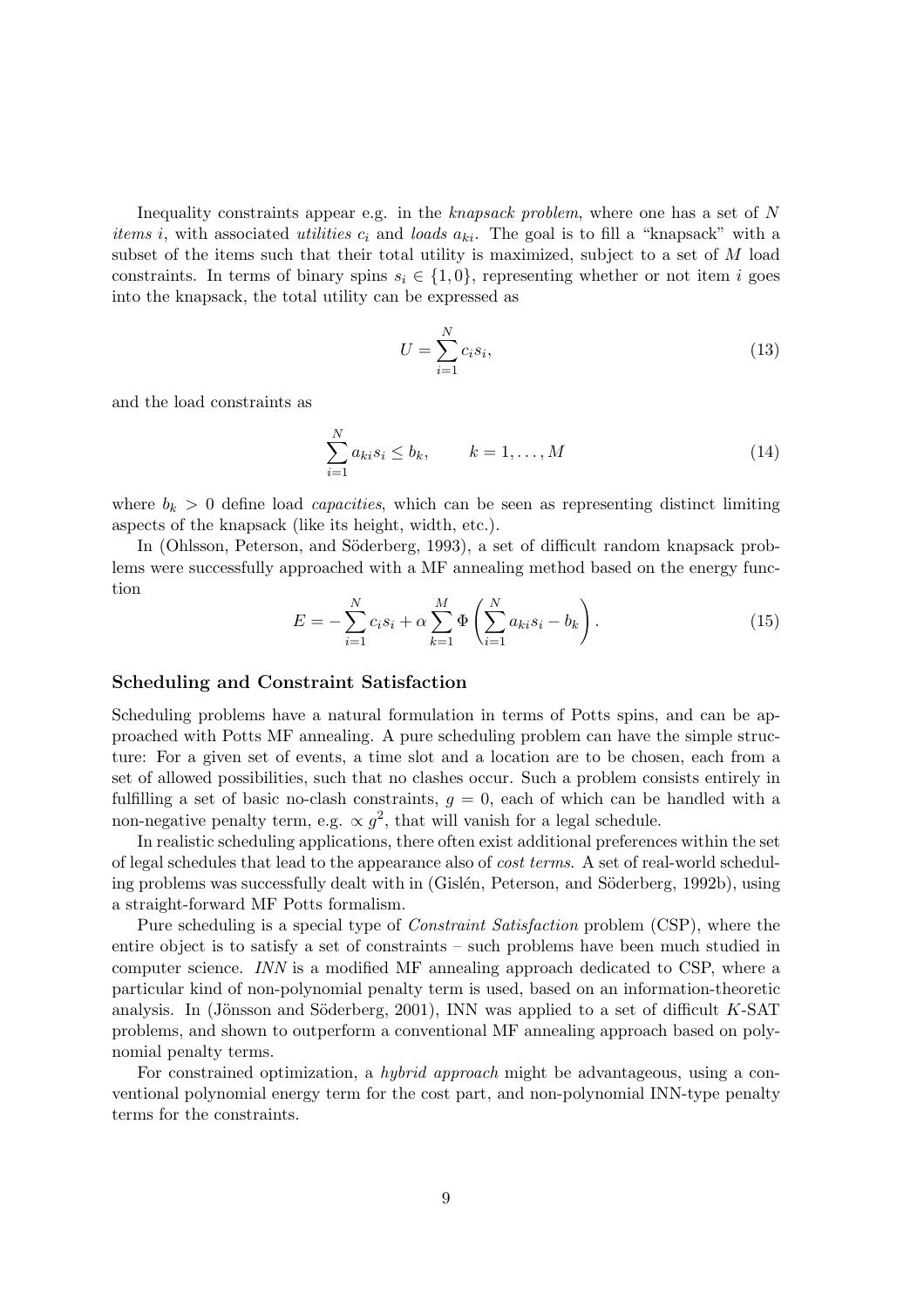Inequality constraints appear e.g. in the *knapsack problem*, where one has a set of $N$ *items* $i$, with associated *utilities* $c_i$ and *loads* $a_{ki}$. The goal is to fill a "knapsack" with a subset of the items such that their total utility is maximized, subject to a set of $M$ load constraints. In terms of binary spins $s_i \in \{1, 0\}$, representing whether or not item $i$ goes into the knapsack, the total utility can be expressed as

$$U = \sum_{i=1}^{N} c_i s_i, \tag{13}$$

and the load constraints as

$$\sum_{i=1}^{N} a_{ki} s_i \leq b_k, \qquad k = 1, \ldots, M \tag{14}$$

where $b_k > 0$ define load *capacities*, which can be seen as representing distinct limiting aspects of the knapsack (like its height, width, etc.).

In (Ohlsson, Peterson, and Söderberg, 1993), a set of difficult random knapsack problems were successfully approached with a MF annealing method based on the energy function

$$E = -\sum_{i=1}^{N} c_i s_i + \alpha \sum_{k=1}^{M} \Phi\left(\sum_{i=1}^{N} a_{ki} s_i - b_k\right). \tag{15}$$

### Scheduling and Constraint Satisfaction

Scheduling problems have a natural formulation in terms of Potts spins, and can be approached with Potts MF annealing. A pure scheduling problem can have the simple structure: For a given set of events, a time slot and a location are to be chosen, each from a set of allowed possibilities, such that no clashes occur. Such a problem consists entirely in fulfilling a set of basic no-clash constraints, $g = 0$, each of which can be handled with a non-negative penalty term, e.g. $\propto g^2$, that will vanish for a legal schedule.

In realistic scheduling applications, there often exist additional preferences within the set of legal schedules that lead to the appearance also of *cost terms*. A set of real-world scheduling problems was successfully dealt with in (Gislén, Peterson, and Söderberg, 1992b), using a straight-forward MF Potts formalism.

Pure scheduling is a special type of *Constraint Satisfaction* problem (CSP), where the entire object is to satisfy a set of constraints – such problems have been much studied in computer science. *INN* is a modified MF annealing approach dedicated to CSP, where a particular kind of non-polynomial penalty term is used, based on an information-theoretic analysis. In (Jönsson and Söderberg, 2001), INN was applied to a set of difficult $K$-SAT problems, and shown to outperform a conventional MF annealing approach based on polynomial penalty terms.

For constrained optimization, a *hybrid approach* might be advantageous, using a conventional polynomial energy term for the cost part, and non-polynomial INN-type penalty terms for the constraints.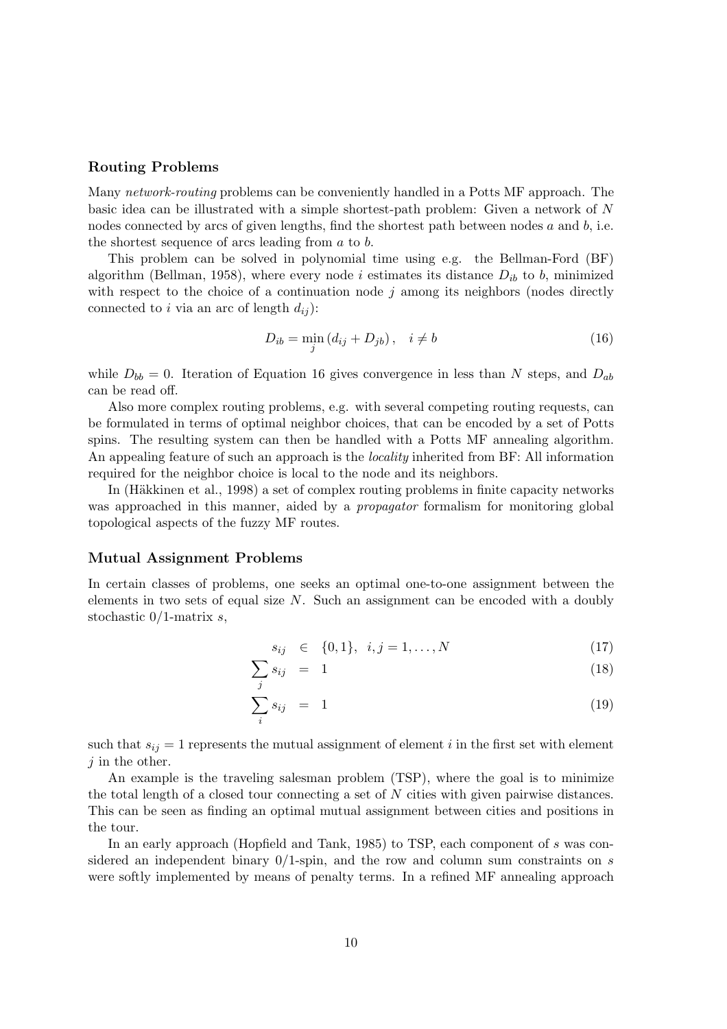### Routing Problems

Many *network-routing* problems can be conveniently handled in a Potts MF approach. The basic idea can be illustrated with a simple shortest-path problem: Given a network of $N$ nodes connected by arcs of given lengths, find the shortest path between nodes $a$ and $b$, i.e. the shortest sequence of arcs leading from $a$ to $b$.

This problem can be solved in polynomial time using e.g. the Bellman-Ford (BF) algorithm (Bellman, 1958), where every node $i$ estimates its distance $D_{ib}$ to $b$, minimized with respect to the choice of a continuation node $j$ among its neighbors (nodes directly connected to $i$ via an arc of length $d_{ij}$):

$$D_{ib} = \min_{j} \left( d_{ij} + D_{jb} \right), \quad i \neq b \tag{16}$$

while $D_{bb} = 0$. Iteration of Equation 16 gives convergence in less than $N$ steps, and $D_{ab}$ can be read off.

Also more complex routing problems, e.g. with several competing routing requests, can be formulated in terms of optimal neighbor choices, that can be encoded by a set of Potts spins. The resulting system can then be handled with a Potts MF annealing algorithm. An appealing feature of such an approach is the *locality* inherited from BF: All information required for the neighbor choice is local to the node and its neighbors.

In (Häkkinen et al., 1998) a set of complex routing problems in finite capacity networks was approached in this manner, aided by a *propagator* formalism for monitoring global topological aspects of the fuzzy MF routes.

### Mutual Assignment Problems

In certain classes of problems, one seeks an optimal one-to-one assignment between the elements in two sets of equal size $N$. Such an assignment can be encoded with a doubly stochastic 0/1-matrix $s$,

$$s_{ij} \in \{0, 1\}, \quad i, j = 1, \ldots, N \tag{17}$$

$$\sum_{j} s_{ij} = 1 \tag{18}$$

$$\sum_{i} s_{ij} = 1 \tag{19}$$

such that $s_{ij} = 1$ represents the mutual assignment of element $i$ in the first set with element $j$ in the other.

An example is the traveling salesman problem (TSP), where the goal is to minimize the total length of a closed tour connecting a set of $N$ cities with given pairwise distances. This can be seen as finding an optimal mutual assignment between cities and positions in the tour.

In an early approach (Hopfield and Tank, 1985) to TSP, each component of $s$ was considered an independent binary 0/1-spin, and the row and column sum constraints on $s$ were softly implemented by means of penalty terms. In a refined MF annealing approach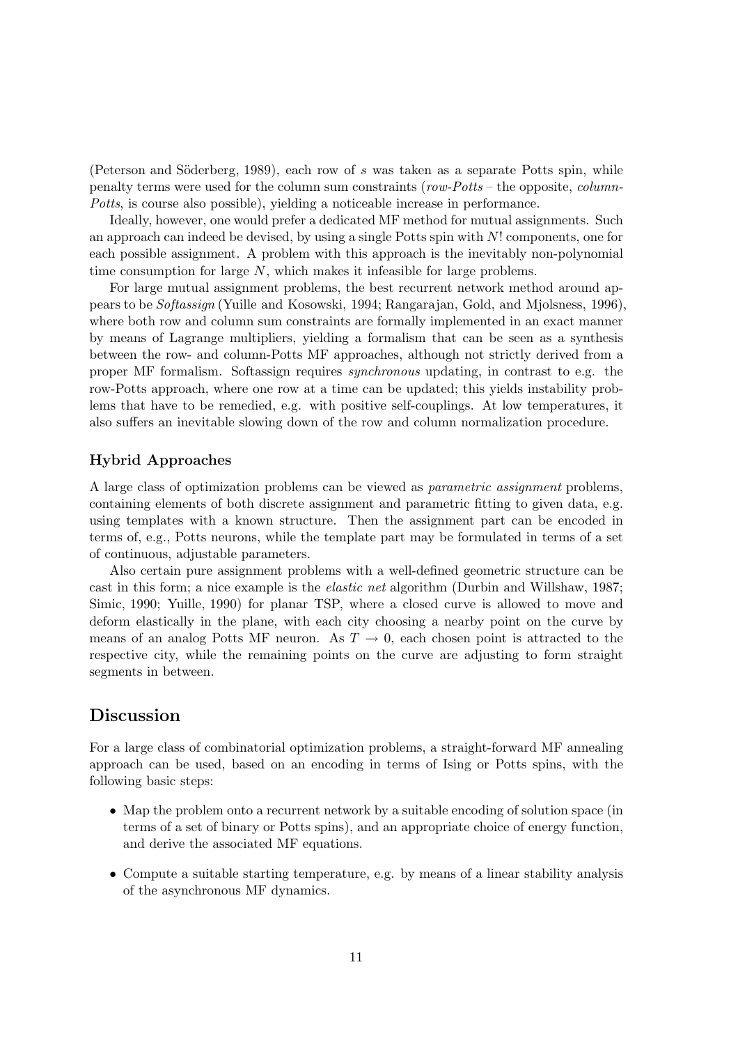(Peterson and Söderberg, 1989), each row of $s$ was taken as a separate Potts spin, while penalty terms were used for the column sum constraints (*row-Potts* – the opposite, *column-Potts*, is course also possible), yielding a noticeable increase in performance.

Ideally, however, one would prefer a dedicated MF method for mutual assignments. Such an approach can indeed be devised, by using a single Potts spin with $N!$ components, one for each possible assignment. A problem with this approach is the inevitably non-polynomial time consumption for large $N$, which makes it infeasible for large problems.

For large mutual assignment problems, the best recurrent network method around appears to be *Softassign* (Yuille and Kosowski, 1994; Rangarajan, Gold, and Mjolsness, 1996), where both row and column sum constraints are formally implemented in an exact manner by means of Lagrange multipliers, yielding a formalism that can be seen as a synthesis between the row- and column-Potts MF approaches, although not strictly derived from a proper MF formalism. Softassign requires *synchronous* updating, in contrast to e.g. the row-Potts approach, where one row at a time can be updated; this yields instability problems that have to be remedied, e.g. with positive self-couplings. At low temperatures, it also suffers an inevitable slowing down of the row and column normalization procedure.

### Hybrid Approaches

A large class of optimization problems can be viewed as *parametric assignment* problems, containing elements of both discrete assignment and parametric fitting to given data, e.g. using templates with a known structure. Then the assignment part can be encoded in terms of, e.g., Potts neurons, while the template part may be formulated in terms of a set of continuous, adjustable parameters.

Also certain pure assignment problems with a well-defined geometric structure can be cast in this form; a nice example is the *elastic net* algorithm (Durbin and Willshaw, 1987; Simic, 1990; Yuille, 1990) for planar TSP, where a closed curve is allowed to move and deform elastically in the plane, with each city choosing a nearby point on the curve by means of an analog Potts MF neuron. As $T \to 0$, each chosen point is attracted to the respective city, while the remaining points on the curve are adjusting to form straight segments in between.

## Discussion

For a large class of combinatorial optimization problems, a straight-forward MF annealing approach can be used, based on an encoding in terms of Ising or Potts spins, with the following basic steps:

- Map the problem onto a recurrent network by a suitable encoding of solution space (in terms of a set of binary or Potts spins), and an appropriate choice of energy function, and derive the associated MF equations.
- Compute a suitable starting temperature, e.g. by means of a linear stability analysis of the asynchronous MF dynamics.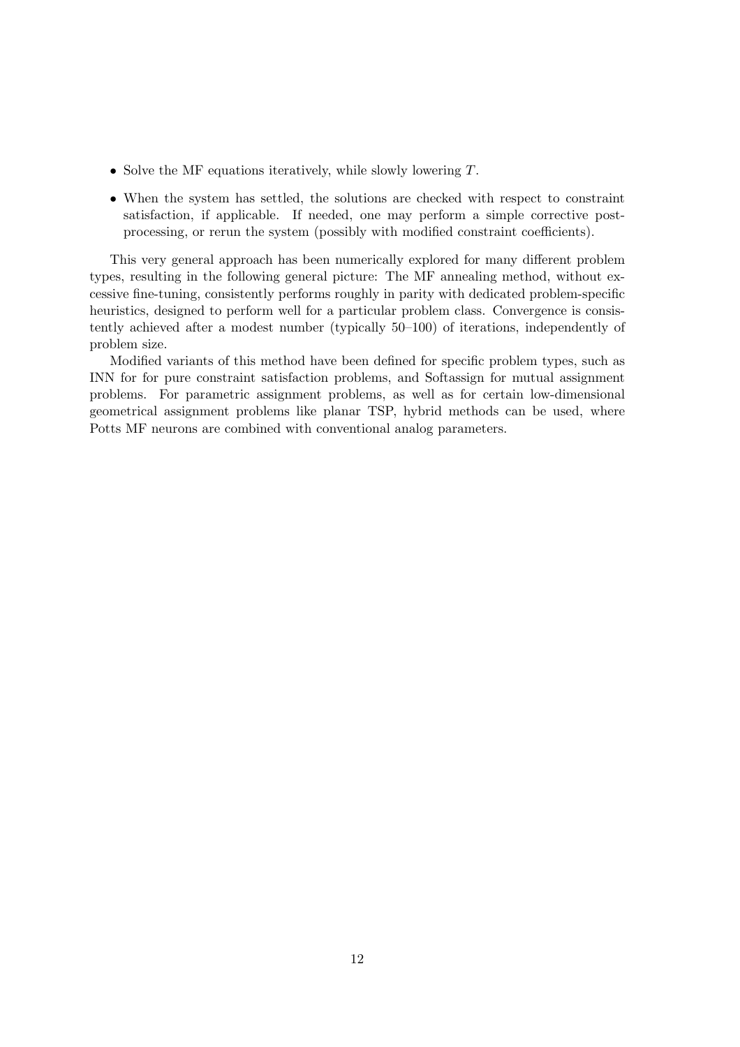- Solve the MF equations iteratively, while slowly lowering $T$.
- When the system has settled, the solutions are checked with respect to constraint satisfaction, if applicable. If needed, one may perform a simple corrective post-processing, or rerun the system (possibly with modified constraint coefficients).

This very general approach has been numerically explored for many different problem types, resulting in the following general picture: The MF annealing method, without excessive fine-tuning, consistently performs roughly in parity with dedicated problem-specific heuristics, designed to perform well for a particular problem class. Convergence is consistently achieved after a modest number (typically 50–100) of iterations, independently of problem size.

Modified variants of this method have been defined for specific problem types, such as INN for for pure constraint satisfaction problems, and Softassign for mutual assignment problems. For parametric assignment problems, as well as for certain low-dimensional geometrical assignment problems like planar TSP, hybrid methods can be used, where Potts MF neurons are combined with conventional analog parameters.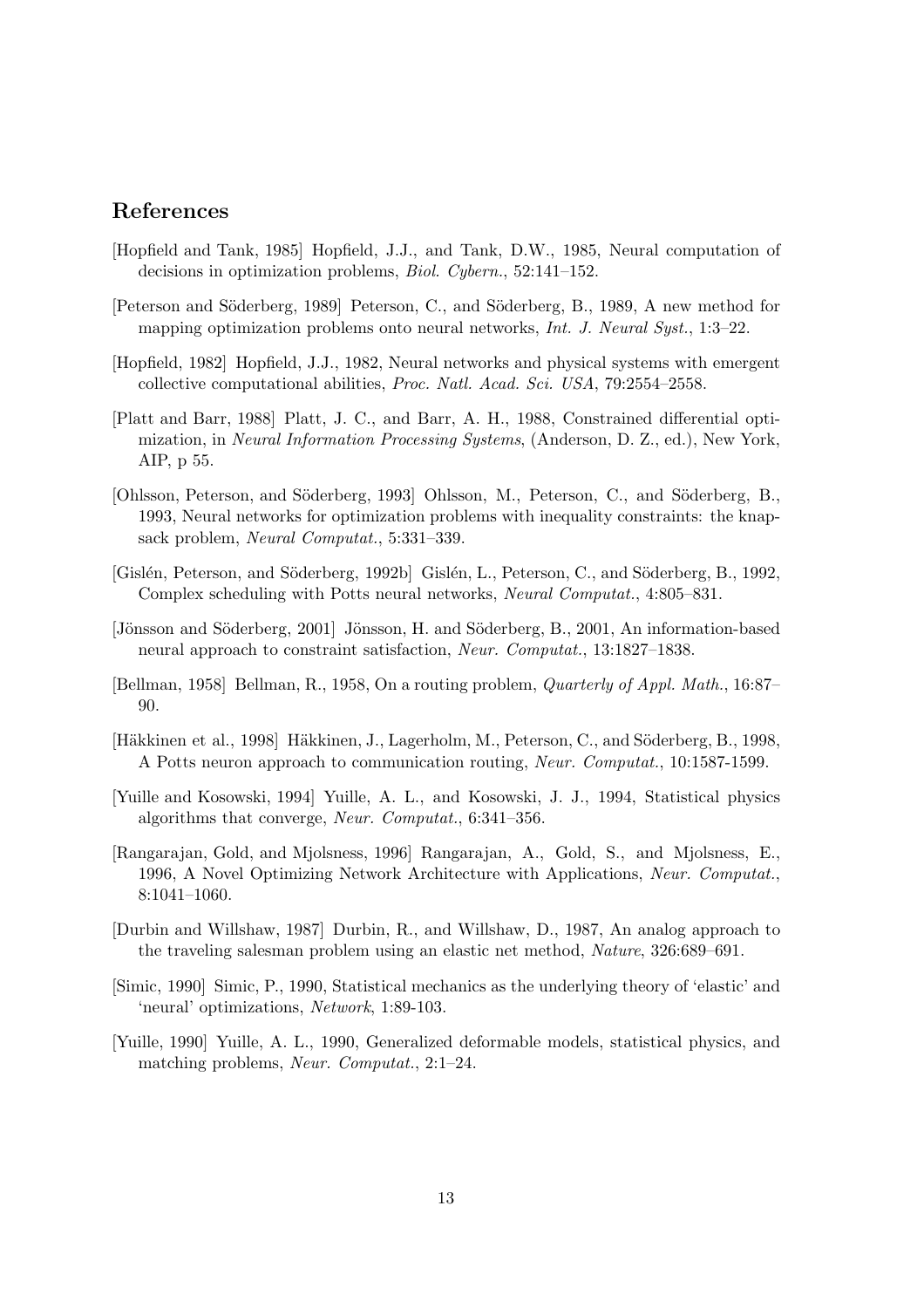## References

[Hopfield and Tank, 1985] Hopfield, J.J., and Tank, D.W., 1985, Neural computation of decisions in optimization problems, *Biol. Cybern.*, 52:141–152.

[Peterson and Söderberg, 1989] Peterson, C., and Söderberg, B., 1989, A new method for mapping optimization problems onto neural networks, *Int. J. Neural Syst.*, 1:3–22.

[Hopfield, 1982] Hopfield, J.J., 1982, Neural networks and physical systems with emergent collective computational abilities, *Proc. Natl. Acad. Sci. USA*, 79:2554–2558.

[Platt and Barr, 1988] Platt, J. C., and Barr, A. H., 1988, Constrained differential optimization, in *Neural Information Processing Systems*, (Anderson, D. Z., ed.), New York, AIP, p 55.

[Ohlsson, Peterson, and Söderberg, 1993] Ohlsson, M., Peterson, C., and Söderberg, B., 1993, Neural networks for optimization problems with inequality constraints: the knapsack problem, *Neural Computat.*, 5:331–339.

[Gislén, Peterson, and Söderberg, 1992b] Gislén, L., Peterson, C., and Söderberg, B., 1992, Complex scheduling with Potts neural networks, *Neural Computat.*, 4:805–831.

[Jönsson and Söderberg, 2001] Jönsson, H. and Söderberg, B., 2001, An information-based neural approach to constraint satisfaction, *Neur. Computat.*, 13:1827–1838.

[Bellman, 1958] Bellman, R., 1958, On a routing problem, *Quarterly of Appl. Math.*, 16:87–90.

[Häkkinen et al., 1998] Häkkinen, J., Lagerholm, M., Peterson, C., and Söderberg, B., 1998, A Potts neuron approach to communication routing, *Neur. Computat.*, 10:1587-1599.

[Yuille and Kosowski, 1994] Yuille, A. L., and Kosowski, J. J., 1994, Statistical physics algorithms that converge, *Neur. Computat.*, 6:341–356.

[Rangarajan, Gold, and Mjolsness, 1996] Rangarajan, A., Gold, S., and Mjolsness, E., 1996, A Novel Optimizing Network Architecture with Applications, *Neur. Computat.*, 8:1041–1060.

[Durbin and Willshaw, 1987] Durbin, R., and Willshaw, D., 1987, An analog approach to the traveling salesman problem using an elastic net method, *Nature*, 326:689–691.

[Simic, 1990] Simic, P., 1990, Statistical mechanics as the underlying theory of 'elastic' and 'neural' optimizations, *Network*, 1:89-103.

[Yuille, 1990] Yuille, A. L., 1990, Generalized deformable models, statistical physics, and matching problems, *Neur. Computat.*, 2:1–24.